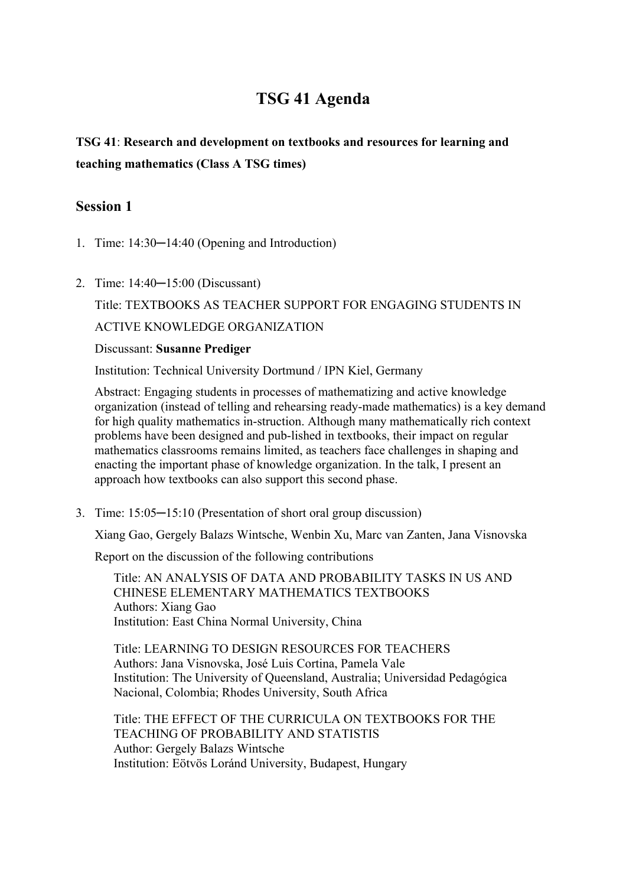# TSG 41 Agenda

**TSG 41**: **Research and development on textbooks and resources for learning and teaching mathematics (Class A TSG times)**

## Session 1

1. Time: 14:30─14:40 (Opening and Introduction)

2. Time: 14:40─15:00 (Discussant)

   Title: TEXTBOOKS AS TEACHER SUPPORT FOR ENGAGING STUDENTS IN ACTIVE KNOWLEDGE ORGANIZATION

   Discussant: **Susanne Prediger**

   Institution: Technical University Dortmund / IPN Kiel, Germany

   Abstract: Engaging students in processes of mathematizing and active knowledge organization (instead of telling and rehearsing ready-made mathematics) is a key demand for high quality mathematics in-struction. Although many mathematically rich context problems have been designed and pub-lished in textbooks, their impact on regular mathematics classrooms remains limited, as teachers face challenges in shaping and enacting the important phase of knowledge organization. In the talk, I present an approach how textbooks can also support this second phase.

3. Time: 15:05─15:10 (Presentation of short oral group discussion)

   Xiang Gao, Gergely Balazs Wintsche, Wenbin Xu, Marc van Zanten, Jana Visnovska

   Report on the discussion of the following contributions

   Title: AN ANALYSIS OF DATA AND PROBABILITY TASKS IN US AND CHINESE ELEMENTARY MATHEMATICS TEXTBOOKS
   Authors: Xiang Gao
   Institution: East China Normal University, China

   Title: LEARNING TO DESIGN RESOURCES FOR TEACHERS
   Authors: Jana Visnovska, José Luis Cortina, Pamela Vale
   Institution: The University of Queensland, Australia; Universidad Pedagógica Nacional, Colombia; Rhodes University, South Africa

   Title: THE EFFECT OF THE CURRICULA ON TEXTBOOKS FOR THE TEACHING OF PROBABILITY AND STATISTIS
   Author: Gergely Balazs Wintsche
   Institution: Eötvös Loránd University, Budapest, Hungary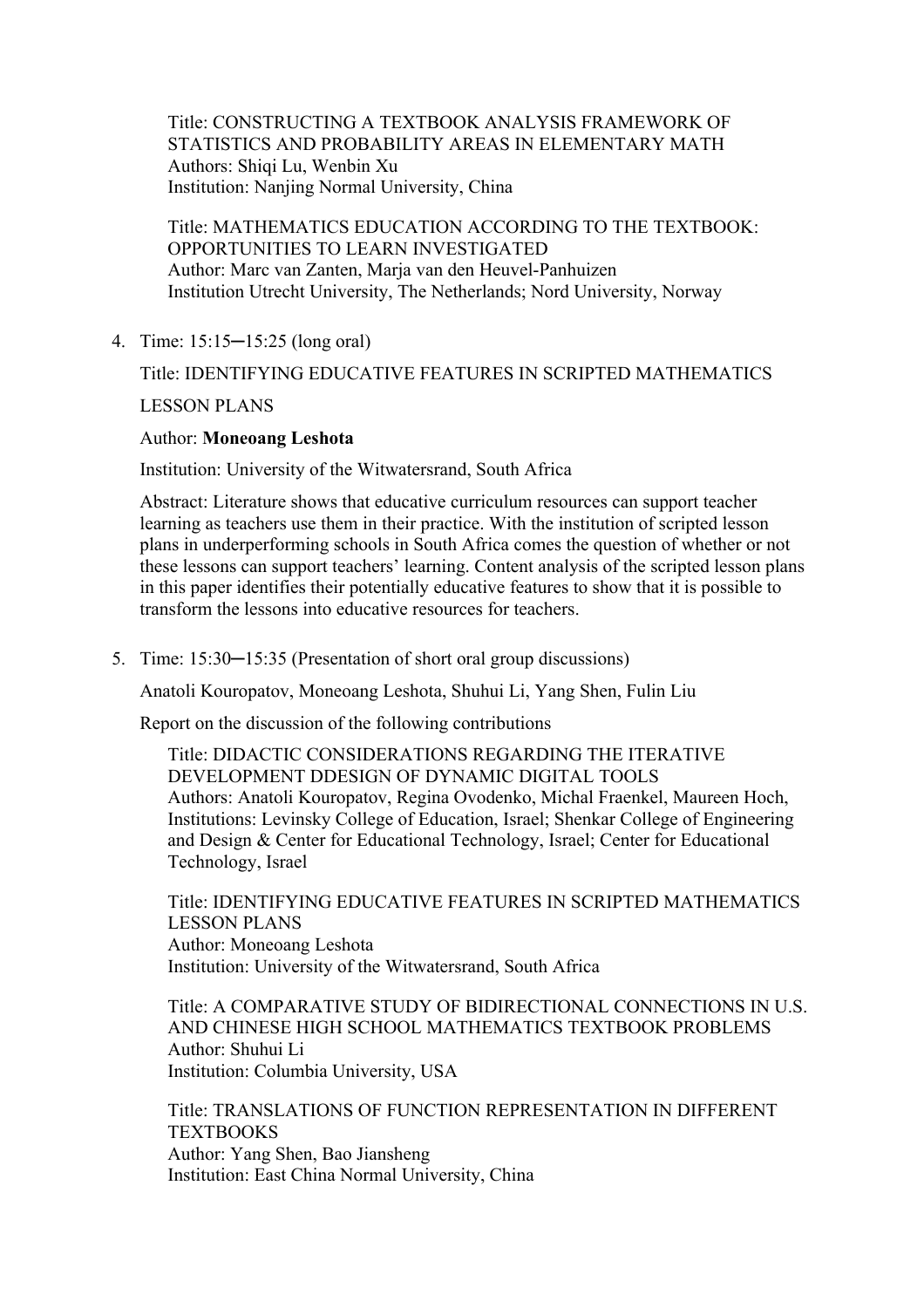Title: CONSTRUCTING A TEXTBOOK ANALYSIS FRAMEWORK OF STATISTICS AND PROBABILITY AREAS IN ELEMENTARY MATH
Authors: Shiqi Lu, Wenbin Xu
Institution: Nanjing Normal University, China

Title: MATHEMATICS EDUCATION ACCORDING TO THE TEXTBOOK: OPPORTUNITIES TO LEARN INVESTIGATED
Author: Marc van Zanten, Marja van den Heuvel-Panhuizen
Institution Utrecht University, The Netherlands; Nord University, Norway

4. Time: 15:15─15:25 (long oral)

   Title: IDENTIFYING EDUCATIVE FEATURES IN SCRIPTED MATHEMATICS LESSON PLANS

   Author: **Moneoang Leshota**

   Institution: University of the Witwatersrand, South Africa

   Abstract: Literature shows that educative curriculum resources can support teacher learning as teachers use them in their practice. With the institution of scripted lesson plans in underperforming schools in South Africa comes the question of whether or not these lessons can support teachers' learning. Content analysis of the scripted lesson plans in this paper identifies their potentially educative features to show that it is possible to transform the lessons into educative resources for teachers.

5. Time: 15:30─15:35 (Presentation of short oral group discussions)

   Anatoli Kouropatov, Moneoang Leshota, Shuhui Li, Yang Shen, Fulin Liu

   Report on the discussion of the following contributions

   Title: DIDACTIC CONSIDERATIONS REGARDING THE ITERATIVE DEVELOPMENT DDESIGN OF DYNAMIC DIGITAL TOOLS
   Authors: Anatoli Kouropatov, Regina Ovodenko, Michal Fraenkel, Maureen Hoch,
   Institutions: Levinsky College of Education, Israel; Shenkar College of Engineering and Design & Center for Educational Technology, Israel; Center for Educational Technology, Israel

   Title: IDENTIFYING EDUCATIVE FEATURES IN SCRIPTED MATHEMATICS LESSON PLANS
   Author: Moneoang Leshota
   Institution: University of the Witwatersrand, South Africa

   Title: A COMPARATIVE STUDY OF BIDIRECTIONAL CONNECTIONS IN U.S. AND CHINESE HIGH SCHOOL MATHEMATICS TEXTBOOK PROBLEMS
   Author: Shuhui Li
   Institution: Columbia University, USA

   Title: TRANSLATIONS OF FUNCTION REPRESENTATION IN DIFFERENT TEXTBOOKS
   Author: Yang Shen, Bao Jiansheng
   Institution: East China Normal University, China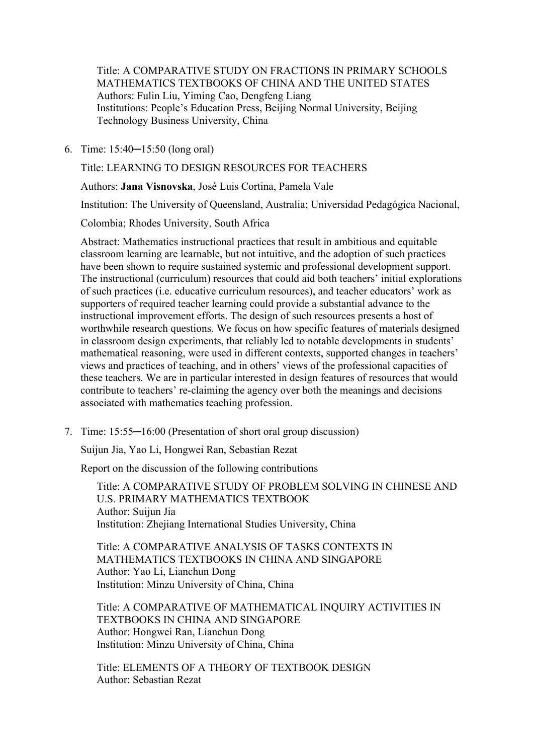Title: A COMPARATIVE STUDY ON FRACTIONS IN PRIMARY SCHOOLS MATHEMATICS TEXTBOOKS OF CHINA AND THE UNITED STATES
Authors: Fulin Liu, Yiming Cao, Dengfeng Liang
Institutions: People's Education Press, Beijing Normal University, Beijing Technology Business University, China

6. Time: 15:40─15:50 (long oral)

   Title: LEARNING TO DESIGN RESOURCES FOR TEACHERS

   Authors: **Jana Visnovska**, José Luis Cortina, Pamela Vale

   Institution: The University of Queensland, Australia; Universidad Pedagógica Nacional, Colombia; Rhodes University, South Africa

   Abstract: Mathematics instructional practices that result in ambitious and equitable classroom learning are learnable, but not intuitive, and the adoption of such practices have been shown to require sustained systemic and professional development support. The instructional (curriculum) resources that could aid both teachers' initial explorations of such practices (i.e. educative curriculum resources), and teacher educators' work as supporters of required teacher learning could provide a substantial advance to the instructional improvement efforts. The design of such resources presents a host of worthwhile research questions. We focus on how specific features of materials designed in classroom design experiments, that reliably led to notable developments in students' mathematical reasoning, were used in different contexts, supported changes in teachers' views and practices of teaching, and in others' views of the professional capacities of these teachers. We are in particular interested in design features of resources that would contribute to teachers' re-claiming the agency over both the meanings and decisions associated with mathematics teaching profession.

7. Time: 15:55─16:00 (Presentation of short oral group discussion)

   Suijun Jia, Yao Li, Hongwei Ran, Sebastian Rezat

   Report on the discussion of the following contributions

   Title: A COMPARATIVE STUDY OF PROBLEM SOLVING IN CHINESE AND U.S. PRIMARY MATHEMATICS TEXTBOOK
   Author: Suijun Jia
   Institution: Zhejiang International Studies University, China

   Title: A COMPARATIVE ANALYSIS OF TASKS CONTEXTS IN MATHEMATICS TEXTBOOKS IN CHINA AND SINGAPORE
   Author: Yao Li, Lianchun Dong
   Institution: Minzu University of China, China

   Title: A COMPARATIVE OF MATHEMATICAL INQUIRY ACTIVITIES IN TEXTBOOKS IN CHINA AND SINGAPORE
   Author: Hongwei Ran, Lianchun Dong
   Institution: Minzu University of China, China

   Title: ELEMENTS OF A THEORY OF TEXTBOOK DESIGN
   Author: Sebastian Rezat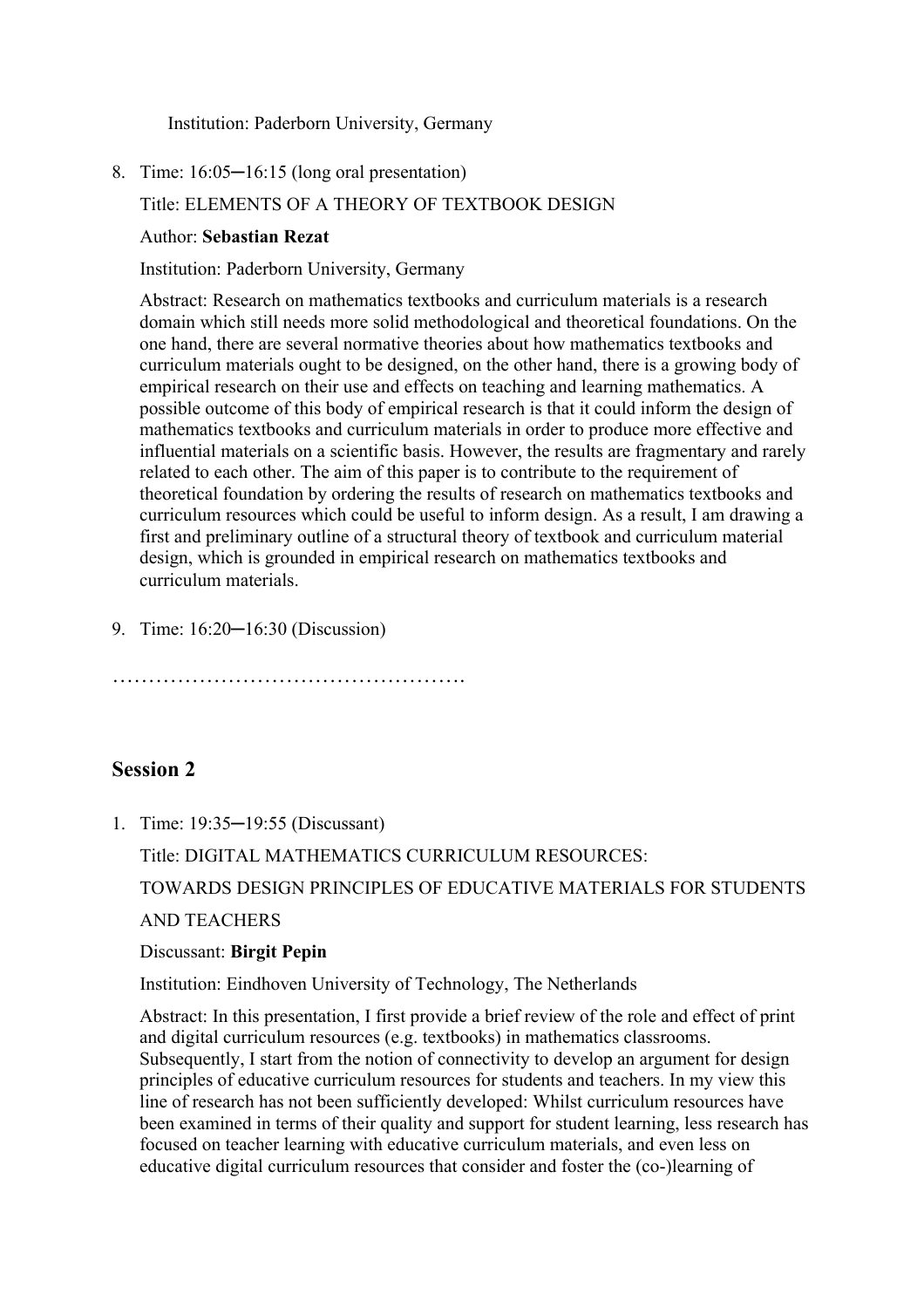Institution: Paderborn University, Germany

8. Time: 16:05─16:15 (long oral presentation)

   Title: ELEMENTS OF A THEORY OF TEXTBOOK DESIGN

   Author: **Sebastian Rezat**

   Institution: Paderborn University, Germany

   Abstract: Research on mathematics textbooks and curriculum materials is a research domain which still needs more solid methodological and theoretical foundations. On the one hand, there are several normative theories about how mathematics textbooks and curriculum materials ought to be designed, on the other hand, there is a growing body of empirical research on their use and effects on teaching and learning mathematics. A possible outcome of this body of empirical research is that it could inform the design of mathematics textbooks and curriculum materials in order to produce more effective and influential materials on a scientific basis. However, the results are fragmentary and rarely related to each other. The aim of this paper is to contribute to the requirement of theoretical foundation by ordering the results of research on mathematics textbooks and curriculum resources which could be useful to inform design. As a result, I am drawing a first and preliminary outline of a structural theory of textbook and curriculum material design, which is grounded in empirical research on mathematics textbooks and curriculum materials.

9. Time: 16:20─16:30 (Discussion)

…………………………………………

## Session 2

1. Time: 19:35─19:55 (Discussant)

   Title: DIGITAL MATHEMATICS CURRICULUM RESOURCES:

   TOWARDS DESIGN PRINCIPLES OF EDUCATIVE MATERIALS FOR STUDENTS

   AND TEACHERS

   Discussant: **Birgit Pepin**

   Institution: Eindhoven University of Technology, The Netherlands

   Abstract: In this presentation, I first provide a brief review of the role and effect of print and digital curriculum resources (e.g. textbooks) in mathematics classrooms. Subsequently, I start from the notion of connectivity to develop an argument for design principles of educative curriculum resources for students and teachers. In my view this line of research has not been sufficiently developed: Whilst curriculum resources have been examined in terms of their quality and support for student learning, less research has focused on teacher learning with educative curriculum materials, and even less on educative digital curriculum resources that consider and foster the (co-)learning of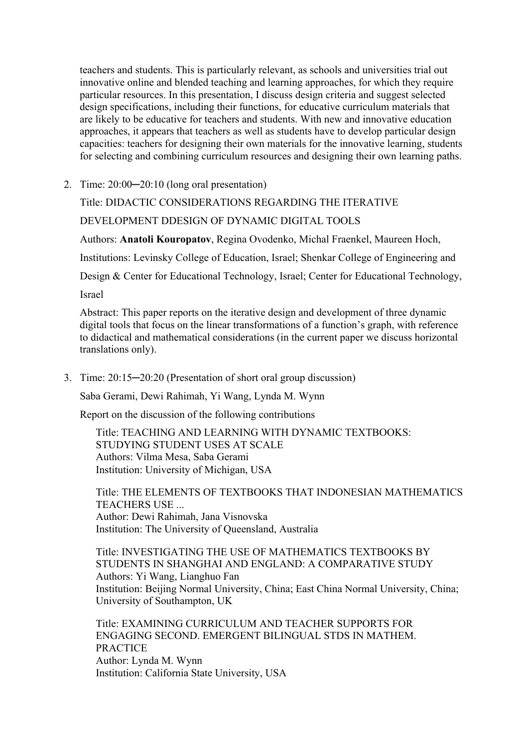teachers and students. This is particularly relevant, as schools and universities trial out innovative online and blended teaching and learning approaches, for which they require particular resources. In this presentation, I discuss design criteria and suggest selected design specifications, including their functions, for educative curriculum materials that are likely to be educative for teachers and students. With new and innovative education approaches, it appears that teachers as well as students have to develop particular design capacities: teachers for designing their own materials for the innovative learning, students for selecting and combining curriculum resources and designing their own learning paths.

2. Time: 20:00─20:10 (long oral presentation)

   Title: DIDACTIC CONSIDERATIONS REGARDING THE ITERATIVE DEVELOPMENT DDESIGN OF DYNAMIC DIGITAL TOOLS

   Authors: **Anatoli Kouropatov**, Regina Ovodenko, Michal Fraenkel, Maureen Hoch,

   Institutions: Levinsky College of Education, Israel; Shenkar College of Engineering and Design & Center for Educational Technology, Israel; Center for Educational Technology, Israel

   Abstract: This paper reports on the iterative design and development of three dynamic digital tools that focus on the linear transformations of a function's graph, with reference to didactical and mathematical considerations (in the current paper we discuss horizontal translations only).

3. Time: 20:15─20:20 (Presentation of short oral group discussion)

   Saba Gerami, Dewi Rahimah, Yi Wang, Lynda M. Wynn

   Report on the discussion of the following contributions

   Title: TEACHING AND LEARNING WITH DYNAMIC TEXTBOOKS: STUDYING STUDENT USES AT SCALE
   Authors: Vilma Mesa, Saba Gerami
   Institution: University of Michigan, USA

   Title: THE ELEMENTS OF TEXTBOOKS THAT INDONESIAN MATHEMATICS TEACHERS USE ...
   Author: Dewi Rahimah, Jana Visnovska
   Institution: The University of Queensland, Australia

   Title: INVESTIGATING THE USE OF MATHEMATICS TEXTBOOKS BY STUDENTS IN SHANGHAI AND ENGLAND: A COMPARATIVE STUDY
   Authors: Yi Wang, Lianghuo Fan
   Institution: Beijing Normal University, China; East China Normal University, China; University of Southampton, UK

   Title: EXAMINING CURRICULUM AND TEACHER SUPPORTS FOR ENGAGING SECOND. EMERGENT BILINGUAL STDS IN MATHEM. PRACTICE
   Author: Lynda M. Wynn
   Institution: California State University, USA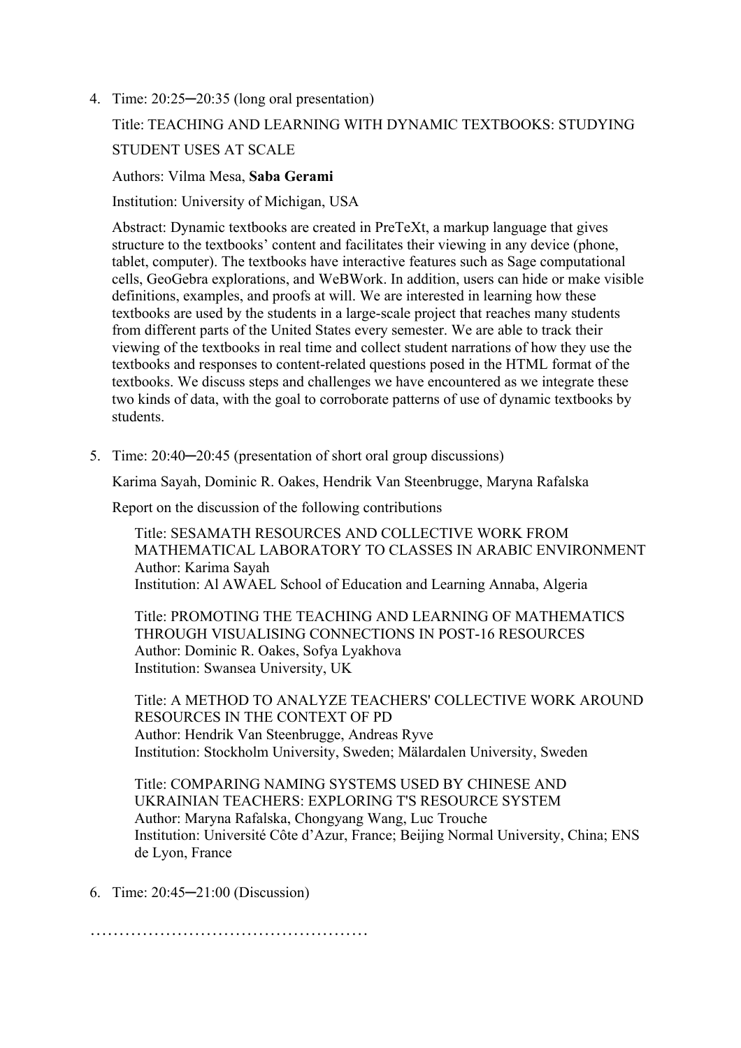4. Time: 20:25─20:35 (long oral presentation)

   Title: TEACHING AND LEARNING WITH DYNAMIC TEXTBOOKS: STUDYING STUDENT USES AT SCALE

   Authors: Vilma Mesa, **Saba Gerami**

   Institution: University of Michigan, USA

   Abstract: Dynamic textbooks are created in PreTeXt, a markup language that gives structure to the textbooks' content and facilitates their viewing in any device (phone, tablet, computer). The textbooks have interactive features such as Sage computational cells, GeoGebra explorations, and WeBWork. In addition, users can hide or make visible definitions, examples, and proofs at will. We are interested in learning how these textbooks are used by the students in a large-scale project that reaches many students from different parts of the United States every semester. We are able to track their viewing of the textbooks in real time and collect student narrations of how they use the textbooks and responses to content-related questions posed in the HTML format of the textbooks. We discuss steps and challenges we have encountered as we integrate these two kinds of data, with the goal to corroborate patterns of use of dynamic textbooks by students.

5. Time: 20:40─20:45 (presentation of short oral group discussions)

   Karima Sayah, Dominic R. Oakes, Hendrik Van Steenbrugge, Maryna Rafalska

   Report on the discussion of the following contributions

   Title: SESAMATH RESOURCES AND COLLECTIVE WORK FROM MATHEMATICAL LABORATORY TO CLASSES IN ARABIC ENVIRONMENT
   Author: Karima Sayah
   Institution: Al AWAEL School of Education and Learning Annaba, Algeria

   Title: PROMOTING THE TEACHING AND LEARNING OF MATHEMATICS THROUGH VISUALISING CONNECTIONS IN POST-16 RESOURCES
   Author: Dominic R. Oakes, Sofya Lyakhova
   Institution: Swansea University, UK

   Title: A METHOD TO ANALYZE TEACHERS' COLLECTIVE WORK AROUND RESOURCES IN THE CONTEXT OF PD
   Author: Hendrik Van Steenbrugge, Andreas Ryve
   Institution: Stockholm University, Sweden; Mälardalen University, Sweden

   Title: COMPARING NAMING SYSTEMS USED BY CHINESE AND UKRAINIAN TEACHERS: EXPLORING T'S RESOURCE SYSTEM
   Author: Maryna Rafalska, Chongyang Wang, Luc Trouche
   Institution: Université Côte d'Azur, France; Beijing Normal University, China; ENS de Lyon, France

6. Time: 20:45─21:00 (Discussion)

…………………………………………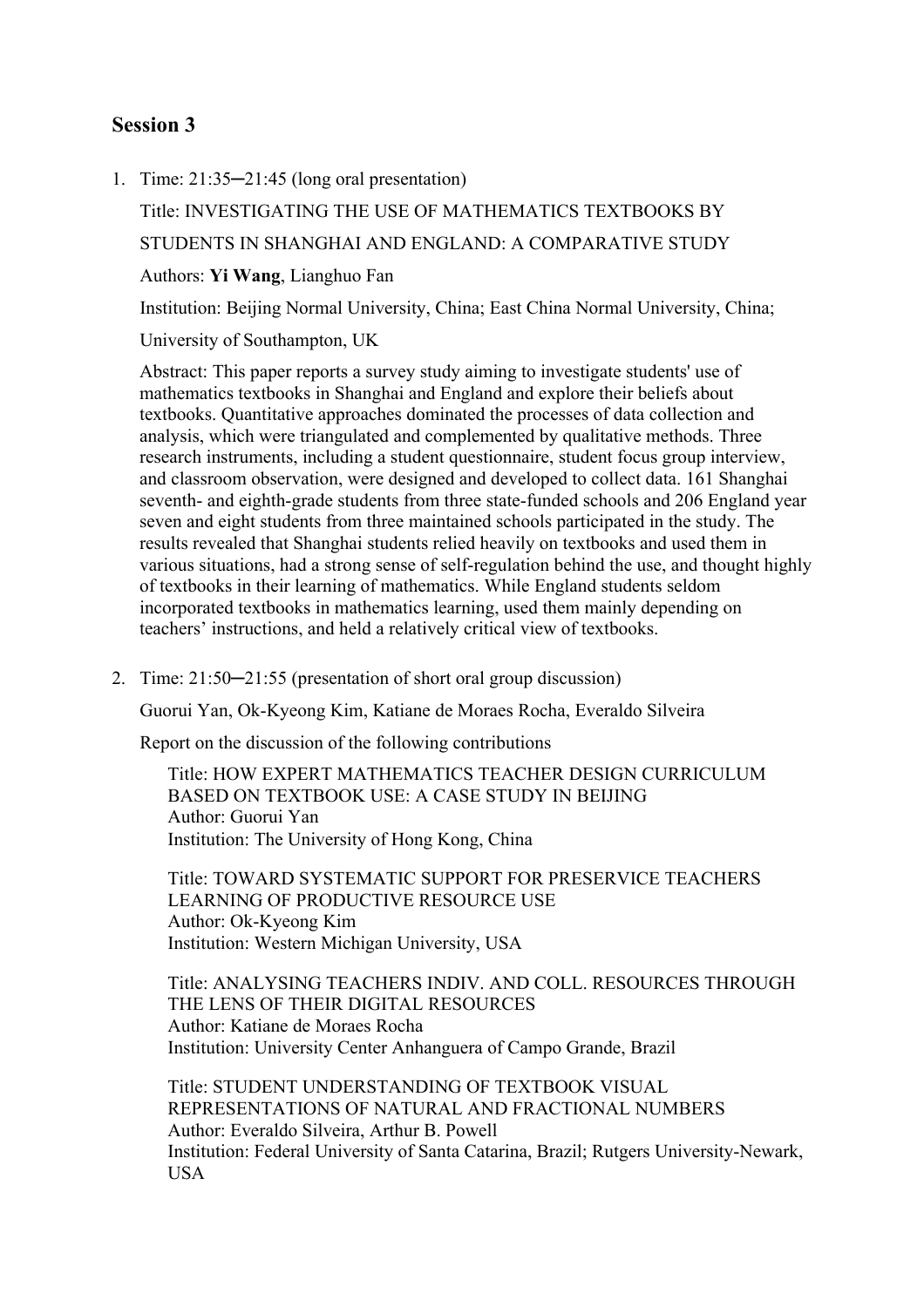## Session 3

1. Time: 21:35─21:45 (long oral presentation)

   Title: INVESTIGATING THE USE OF MATHEMATICS TEXTBOOKS BY STUDENTS IN SHANGHAI AND ENGLAND: A COMPARATIVE STUDY

   Authors: **Yi Wang**, Lianghuo Fan

   Institution: Beijing Normal University, China; East China Normal University, China; University of Southampton, UK

   Abstract: This paper reports a survey study aiming to investigate students' use of mathematics textbooks in Shanghai and England and explore their beliefs about textbooks. Quantitative approaches dominated the processes of data collection and analysis, which were triangulated and complemented by qualitative methods. Three research instruments, including a student questionnaire, student focus group interview, and classroom observation, were designed and developed to collect data. 161 Shanghai seventh- and eighth-grade students from three state-funded schools and 206 England year seven and eight students from three maintained schools participated in the study. The results revealed that Shanghai students relied heavily on textbooks and used them in various situations, had a strong sense of self-regulation behind the use, and thought highly of textbooks in their learning of mathematics. While England students seldom incorporated textbooks in mathematics learning, used them mainly depending on teachers' instructions, and held a relatively critical view of textbooks.

2. Time: 21:50─21:55 (presentation of short oral group discussion)

   Guorui Yan, Ok-Kyeong Kim, Katiane de Moraes Rocha, Everaldo Silveira

   Report on the discussion of the following contributions

   Title: HOW EXPERT MATHEMATICS TEACHER DESIGN CURRICULUM BASED ON TEXTBOOK USE: A CASE STUDY IN BEIJING
   Author: Guorui Yan
   Institution: The University of Hong Kong, China

   Title: TOWARD SYSTEMATIC SUPPORT FOR PRESERVICE TEACHERS LEARNING OF PRODUCTIVE RESOURCE USE
   Author: Ok-Kyeong Kim
   Institution: Western Michigan University, USA

   Title: ANALYSING TEACHERS INDIV. AND COLL. RESOURCES THROUGH THE LENS OF THEIR DIGITAL RESOURCES
   Author: Katiane de Moraes Rocha
   Institution: University Center Anhanguera of Campo Grande, Brazil

   Title: STUDENT UNDERSTANDING OF TEXTBOOK VISUAL REPRESENTATIONS OF NATURAL AND FRACTIONAL NUMBERS
   Author: Everaldo Silveira, Arthur B. Powell
   Institution: Federal University of Santa Catarina, Brazil; Rutgers University-Newark, USA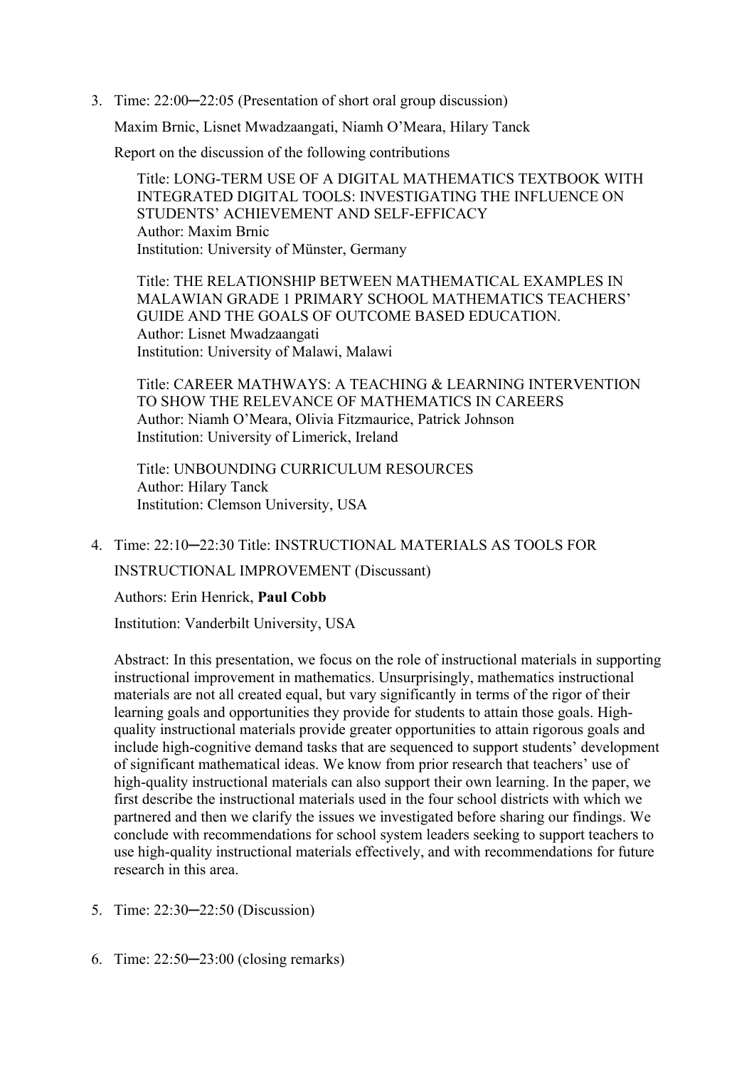3. Time: 22:00─22:05 (Presentation of short oral group discussion)

   Maxim Brnic, Lisnet Mwadzaangati, Niamh O'Meara, Hilary Tanck

   Report on the discussion of the following contributions

   Title: LONG-TERM USE OF A DIGITAL MATHEMATICS TEXTBOOK WITH INTEGRATED DIGITAL TOOLS: INVESTIGATING THE INFLUENCE ON STUDENTS' ACHIEVEMENT AND SELF-EFFICACY
   Author: Maxim Brnic
   Institution: University of Münster, Germany

   Title: THE RELATIONSHIP BETWEEN MATHEMATICAL EXAMPLES IN MALAWIAN GRADE 1 PRIMARY SCHOOL MATHEMATICS TEACHERS' GUIDE AND THE GOALS OF OUTCOME BASED EDUCATION.
   Author: Lisnet Mwadzaangati
   Institution: University of Malawi, Malawi

   Title: CAREER MATHWAYS: A TEACHING & LEARNING INTERVENTION TO SHOW THE RELEVANCE OF MATHEMATICS IN CAREERS
   Author: Niamh O'Meara, Olivia Fitzmaurice, Patrick Johnson
   Institution: University of Limerick, Ireland

   Title: UNBOUNDING CURRICULUM RESOURCES
   Author: Hilary Tanck
   Institution: Clemson University, USA

4. Time: 22:10─22:30 Title: INSTRUCTIONAL MATERIALS AS TOOLS FOR INSTRUCTIONAL IMPROVEMENT (Discussant)

   Authors: Erin Henrick, **Paul Cobb**

   Institution: Vanderbilt University, USA

   Abstract: In this presentation, we focus on the role of instructional materials in supporting instructional improvement in mathematics. Unsurprisingly, mathematics instructional materials are not all created equal, but vary significantly in terms of the rigor of their learning goals and opportunities they provide for students to attain those goals. High-quality instructional materials provide greater opportunities to attain rigorous goals and include high-cognitive demand tasks that are sequenced to support students' development of significant mathematical ideas. We know from prior research that teachers' use of high-quality instructional materials can also support their own learning. In the paper, we first describe the instructional materials used in the four school districts with which we partnered and then we clarify the issues we investigated before sharing our findings. We conclude with recommendations for school system leaders seeking to support teachers to use high-quality instructional materials effectively, and with recommendations for future research in this area.

5. Time: 22:30─22:50 (Discussion)

6. Time: 22:50─23:00 (closing remarks)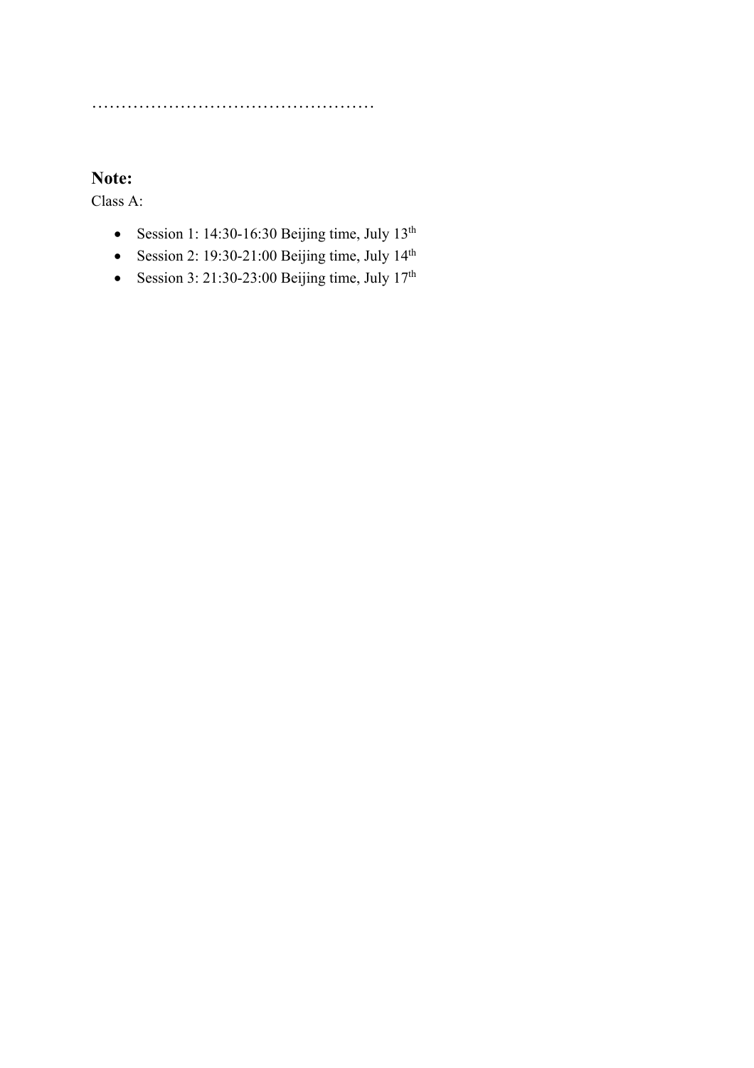…………………………………………

## Note:

Class A:

- Session 1: 14:30-16:30 Beijing time, July 13th
- Session 2: 19:30-21:00 Beijing time, July 14th
- Session 3: 21:30-23:00 Beijing time, July 17th